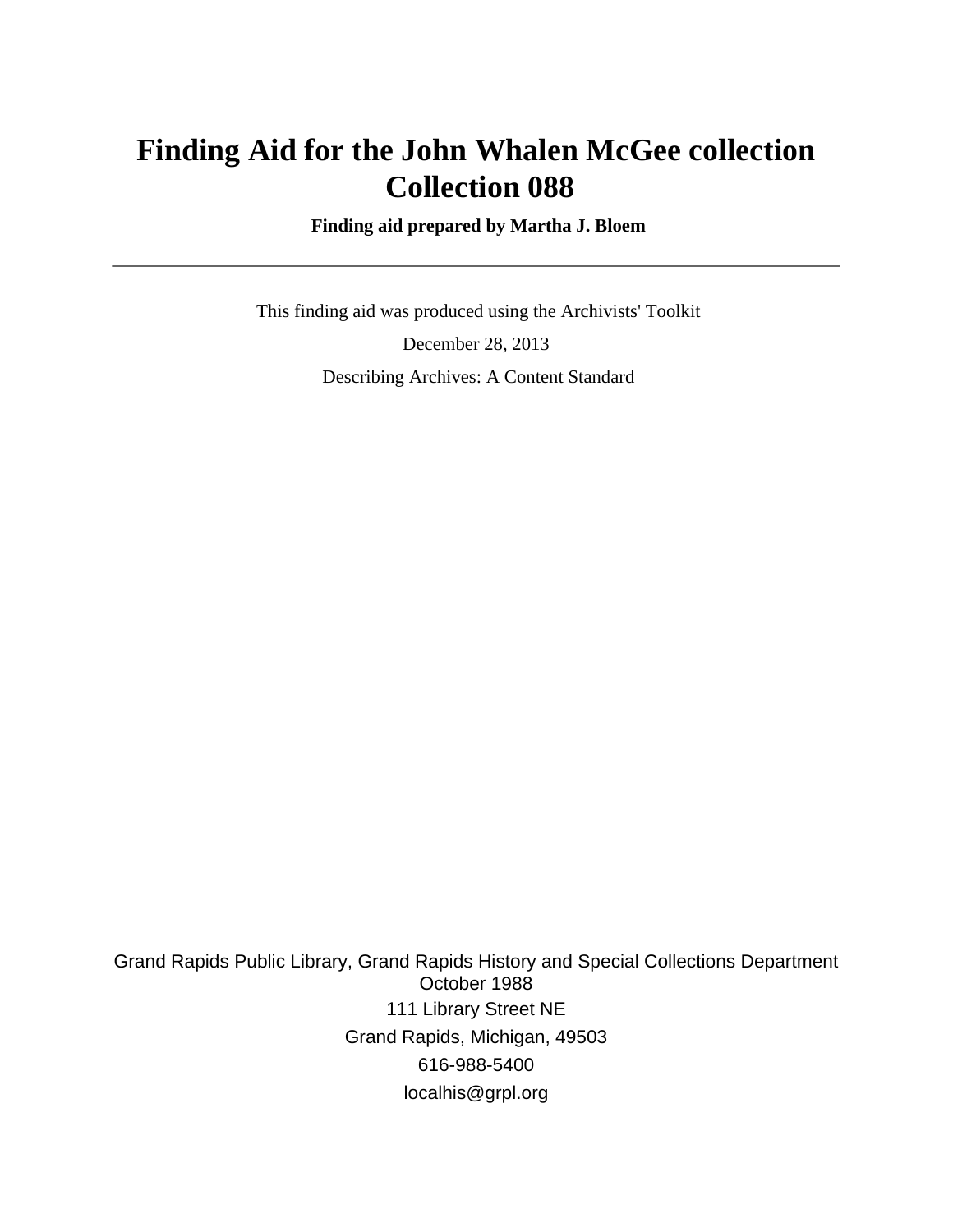# Finding Aid for the John Whalen McGee collection Collection 088

**Finding aid prepared by Martha J. Bloem**

---

This finding aid was produced using the Archivists' Toolkit

December 28, 2013

Describing Archives: A Content Standard

Grand Rapids Public Library, Grand Rapids History and Special Collections Department
October 1988
111 Library Street NE
Grand Rapids, Michigan, 49503
616-988-5400
localhis@grpl.org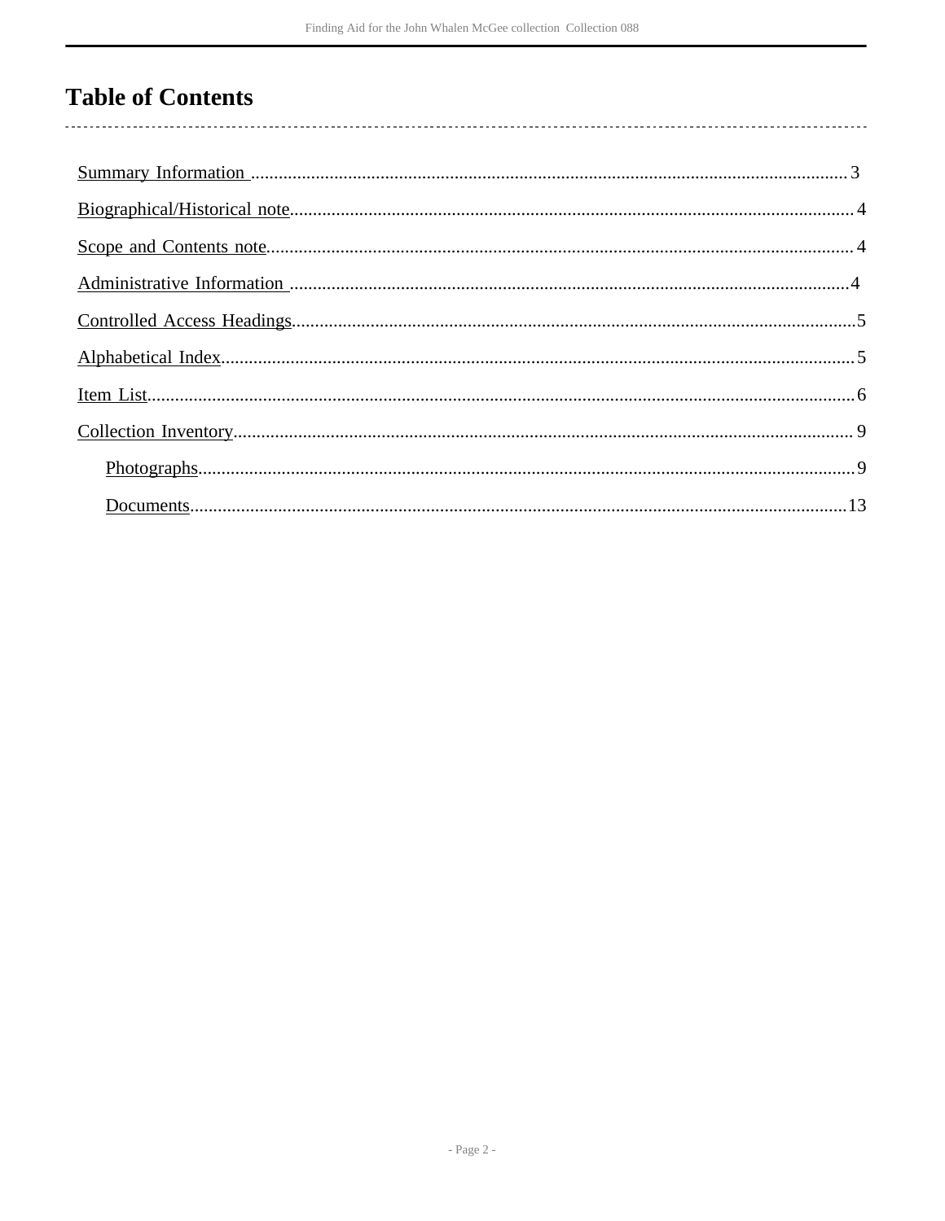# Table of Contents

- Summary Information .......... 3
- Biographical/Historical note .......... 4
- Scope and Contents note .......... 4
- Administrative Information .......... 4
- Controlled Access Headings .......... 5
- Alphabetical Index .......... 5
- Item List .......... 6
- Collection Inventory .......... 9
  - Photographs .......... 9
  - Documents .......... 13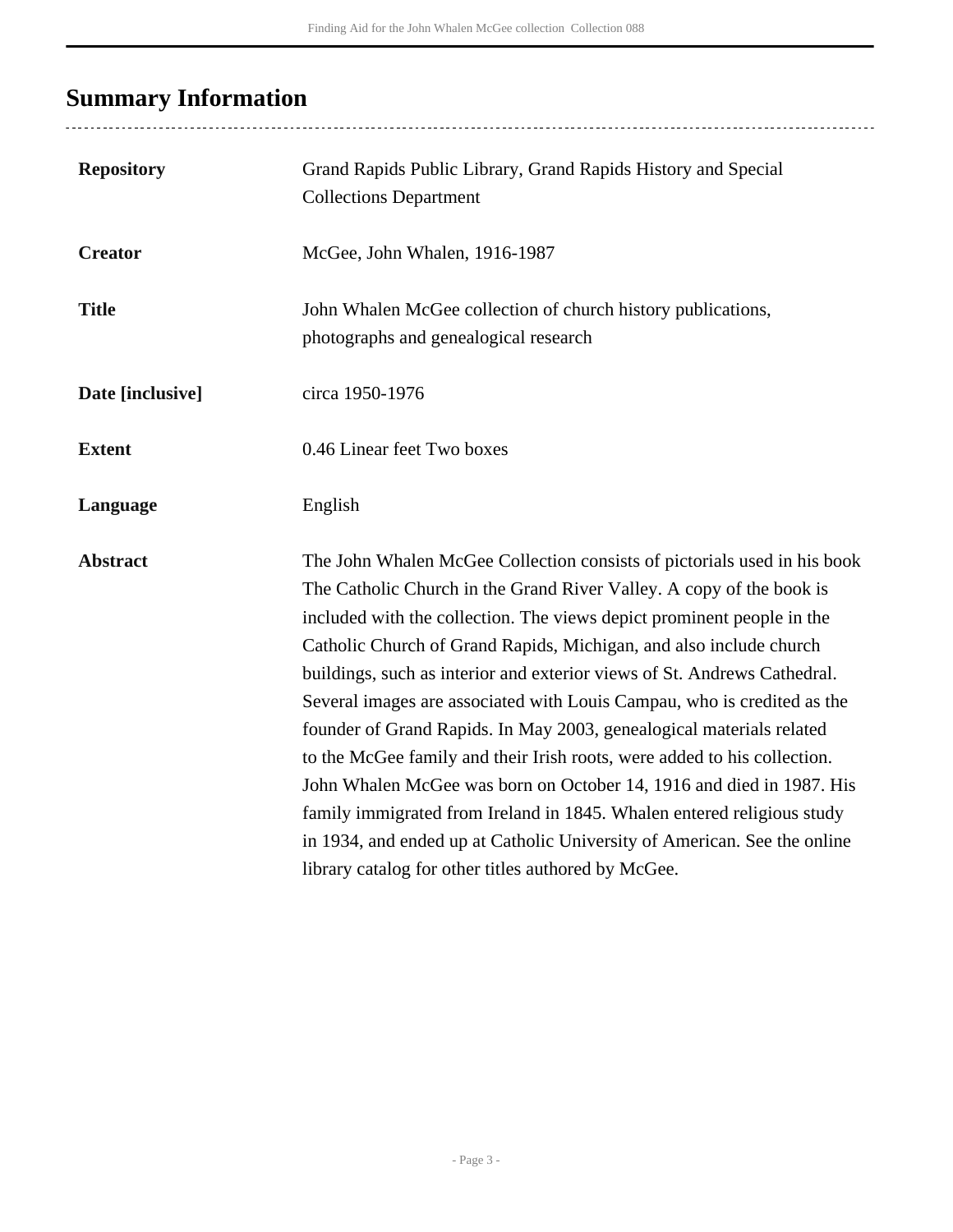## Summary Information

| | |
|---|---|
| **Repository** | Grand Rapids Public Library, Grand Rapids History and Special Collections Department |
| **Creator** | McGee, John Whalen, 1916-1987 |
| **Title** | John Whalen McGee collection of church history publications, photographs and genealogical research |
| **Date [inclusive]** | circa 1950-1976 |
| **Extent** | 0.46 Linear feet Two boxes |
| **Language** | English |
| **Abstract** | The John Whalen McGee Collection consists of pictorials used in his book The Catholic Church in the Grand River Valley. A copy of the book is included with the collection. The views depict prominent people in the Catholic Church of Grand Rapids, Michigan, and also include church buildings, such as interior and exterior views of St. Andrews Cathedral. Several images are associated with Louis Campau, who is credited as the founder of Grand Rapids. In May 2003, genealogical materials related to the McGee family and their Irish roots, were added to his collection. John Whalen McGee was born on October 14, 1916 and died in 1987. His family immigrated from Ireland in 1845. Whalen entered religious study in 1934, and ended up at Catholic University of American. See the online library catalog for other titles authored by McGee. |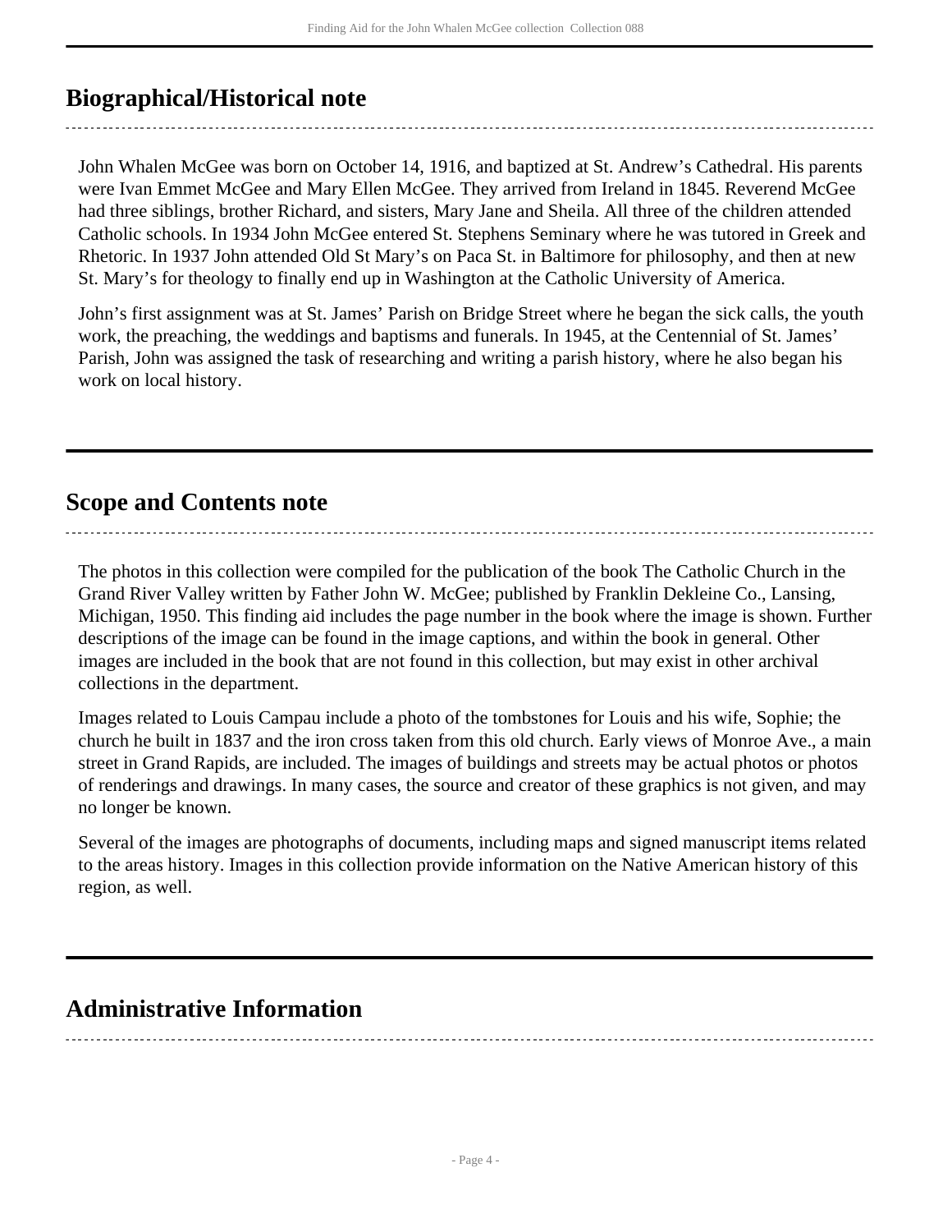## Biographical/Historical note

John Whalen McGee was born on October 14, 1916, and baptized at St. Andrew's Cathedral. His parents were Ivan Emmet McGee and Mary Ellen McGee. They arrived from Ireland in 1845. Reverend McGee had three siblings, brother Richard, and sisters, Mary Jane and Sheila. All three of the children attended Catholic schools. In 1934 John McGee entered St. Stephens Seminary where he was tutored in Greek and Rhetoric. In 1937 John attended Old St Mary's on Paca St. in Baltimore for philosophy, and then at new St. Mary's for theology to finally end up in Washington at the Catholic University of America.

John's first assignment was at St. James' Parish on Bridge Street where he began the sick calls, the youth work, the preaching, the weddings and baptisms and funerals. In 1945, at the Centennial of St. James' Parish, John was assigned the task of researching and writing a parish history, where he also began his work on local history.

## Scope and Contents note

The photos in this collection were compiled for the publication of the book The Catholic Church in the Grand River Valley written by Father John W. McGee; published by Franklin Dekleine Co., Lansing, Michigan, 1950. This finding aid includes the page number in the book where the image is shown. Further descriptions of the image can be found in the image captions, and within the book in general. Other images are included in the book that are not found in this collection, but may exist in other archival collections in the department.

Images related to Louis Campau include a photo of the tombstones for Louis and his wife, Sophie; the church he built in 1837 and the iron cross taken from this old church. Early views of Monroe Ave., a main street in Grand Rapids, are included. The images of buildings and streets may be actual photos or photos of renderings and drawings. In many cases, the source and creator of these graphics is not given, and may no longer be known.

Several of the images are photographs of documents, including maps and signed manuscript items related to the areas history. Images in this collection provide information on the Native American history of this region, as well.

## Administrative Information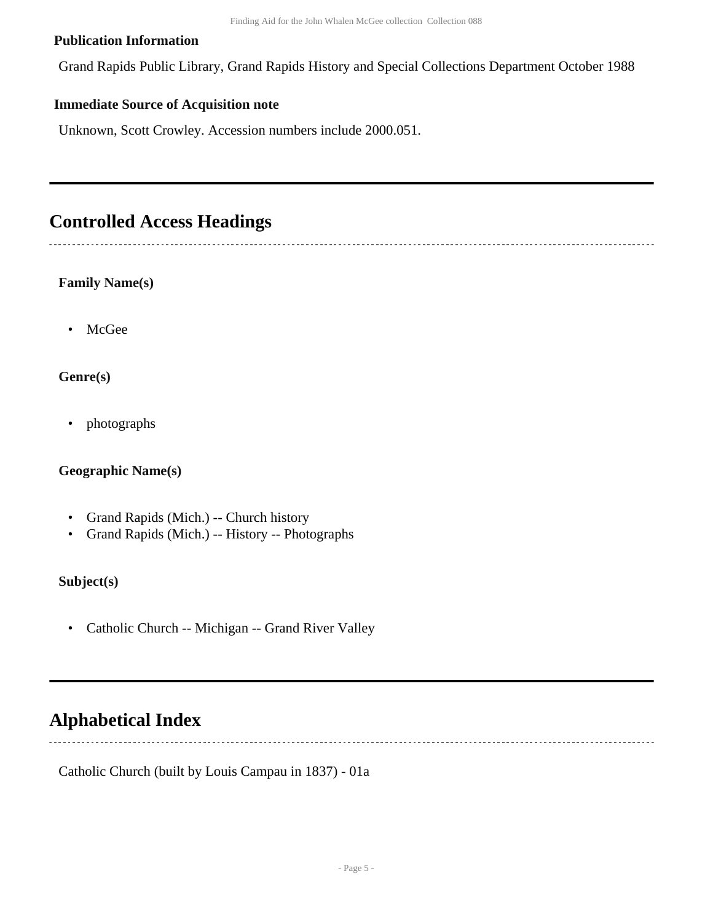**Publication Information**

Grand Rapids Public Library, Grand Rapids History and Special Collections Department October 1988

**Immediate Source of Acquisition note**

Unknown, Scott Crowley. Accession numbers include 2000.051.

## Controlled Access Headings

**Family Name(s)**

- McGee

**Genre(s)**

- photographs

**Geographic Name(s)**

- Grand Rapids (Mich.) -- Church history
- Grand Rapids (Mich.) -- History -- Photographs

**Subject(s)**

- Catholic Church -- Michigan -- Grand River Valley

## Alphabetical Index

Catholic Church (built by Louis Campau in 1837) - 01a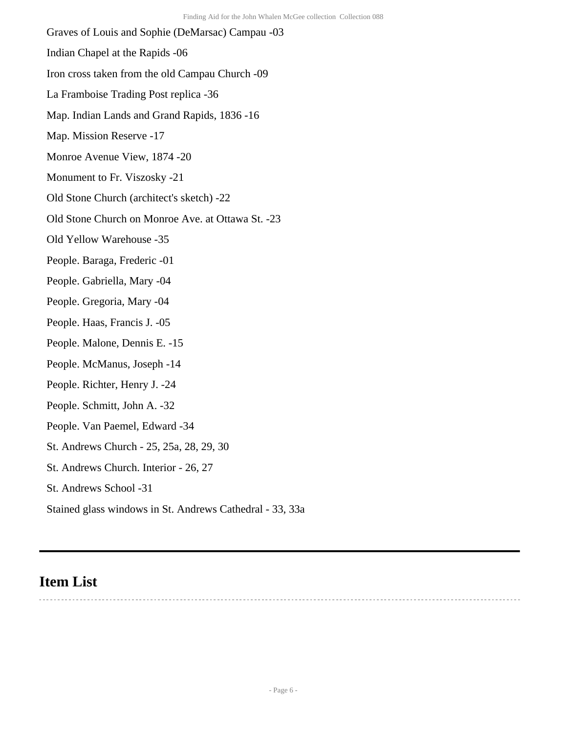Graves of Louis and Sophie (DeMarsac) Campau -03

Indian Chapel at the Rapids -06

Iron cross taken from the old Campau Church -09

La Framboise Trading Post replica -36

Map. Indian Lands and Grand Rapids, 1836 -16

Map. Mission Reserve -17

Monroe Avenue View, 1874 -20

Monument to Fr. Viszosky -21

Old Stone Church (architect's sketch) -22

Old Stone Church on Monroe Ave. at Ottawa St. -23

Old Yellow Warehouse -35

People. Baraga, Frederic -01

People. Gabriella, Mary -04

People. Gregoria, Mary -04

People. Haas, Francis J. -05

People. Malone, Dennis E. -15

People. McManus, Joseph -14

People. Richter, Henry J. -24

People. Schmitt, John A. -32

People. Van Paemel, Edward -34

St. Andrews Church - 25, 25a, 28, 29, 30

St. Andrews Church. Interior - 26, 27

St. Andrews School -31

Stained glass windows in St. Andrews Cathedral - 33, 33a

---

## Item List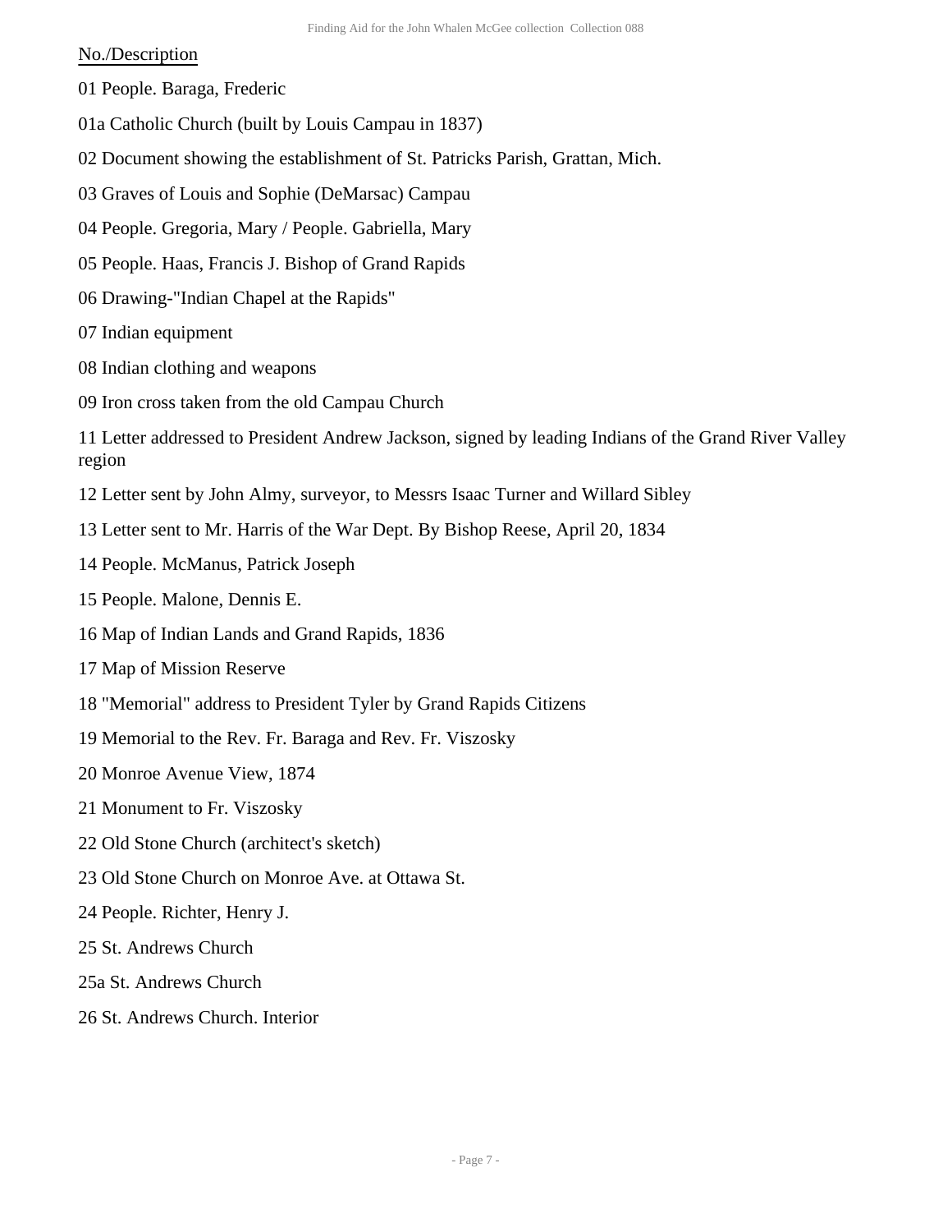No./Description

01 People. Baraga, Frederic

01a Catholic Church (built by Louis Campau in 1837)

02 Document showing the establishment of St. Patricks Parish, Grattan, Mich.

03 Graves of Louis and Sophie (DeMarsac) Campau

04 People. Gregoria, Mary / People. Gabriella, Mary

05 People. Haas, Francis J. Bishop of Grand Rapids

06 Drawing-"Indian Chapel at the Rapids"

07 Indian equipment

08 Indian clothing and weapons

09 Iron cross taken from the old Campau Church

11 Letter addressed to President Andrew Jackson, signed by leading Indians of the Grand River Valley region

12 Letter sent by John Almy, surveyor, to Messrs Isaac Turner and Willard Sibley

13 Letter sent to Mr. Harris of the War Dept. By Bishop Reese, April 20, 1834

14 People. McManus, Patrick Joseph

15 People. Malone, Dennis E.

16 Map of Indian Lands and Grand Rapids, 1836

17 Map of Mission Reserve

18 "Memorial" address to President Tyler by Grand Rapids Citizens

19 Memorial to the Rev. Fr. Baraga and Rev. Fr. Viszosky

20 Monroe Avenue View, 1874

21 Monument to Fr. Viszosky

22 Old Stone Church (architect's sketch)

23 Old Stone Church on Monroe Ave. at Ottawa St.

24 People. Richter, Henry J.

25 St. Andrews Church

25a St. Andrews Church

26 St. Andrews Church. Interior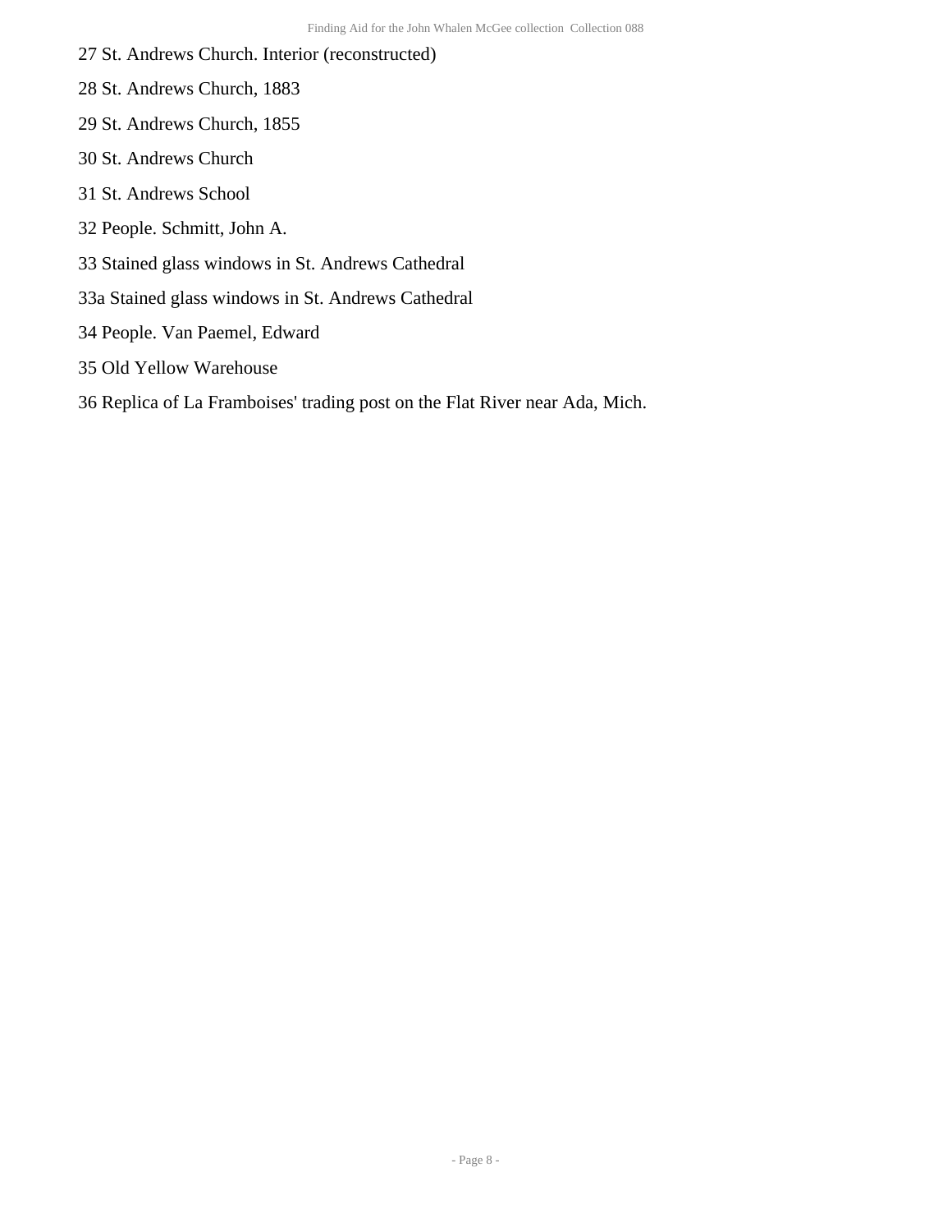27 St. Andrews Church. Interior (reconstructed)

28 St. Andrews Church, 1883

29 St. Andrews Church, 1855

30 St. Andrews Church

31 St. Andrews School

32 People. Schmitt, John A.

33 Stained glass windows in St. Andrews Cathedral

33a Stained glass windows in St. Andrews Cathedral

34 People. Van Paemel, Edward

35 Old Yellow Warehouse

36 Replica of La Framboises' trading post on the Flat River near Ada, Mich.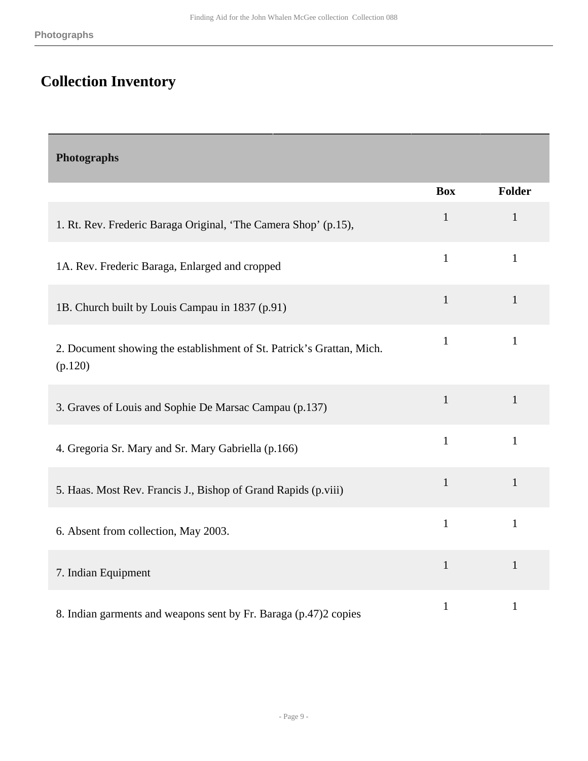# Collection Inventory

| Photographs | Box | Folder |
|---|---|---|
| 1. Rt. Rev. Frederic Baraga Original, ‘The Camera Shop’ (p.15), | 1 | 1 |
| 1A. Rev. Frederic Baraga, Enlarged and cropped | 1 | 1 |
| 1B. Church built by Louis Campau in 1837 (p.91) | 1 | 1 |
| 2. Document showing the establishment of St. Patrick’s Grattan, Mich. (p.120) | 1 | 1 |
| 3. Graves of Louis and Sophie De Marsac Campau (p.137) | 1 | 1 |
| 4. Gregoria Sr. Mary and Sr. Mary Gabriella (p.166) | 1 | 1 |
| 5. Haas. Most Rev. Francis J., Bishop of Grand Rapids (p.viii) | 1 | 1 |
| 6. Absent from collection, May 2003. | 1 | 1 |
| 7. Indian Equipment | 1 | 1 |
| 8. Indian garments and weapons sent by Fr. Baraga (p.47)2 copies | 1 | 1 |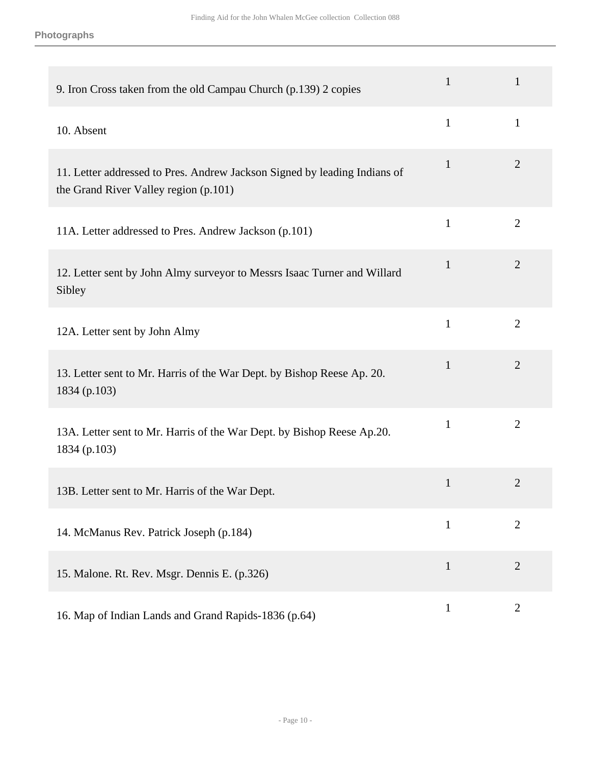**Photographs**

| | | |
|---|---|---|
| 9. Iron Cross taken from the old Campau Church (p.139) 2 copies | 1 | 1 |
| 10. Absent | 1 | 1 |
| 11. Letter addressed to Pres. Andrew Jackson Signed by leading Indians of the Grand River Valley region (p.101) | 1 | 2 |
| 11A. Letter addressed to Pres. Andrew Jackson (p.101) | 1 | 2 |
| 12. Letter sent by John Almy surveyor to Messrs Isaac Turner and Willard Sibley | 1 | 2 |
| 12A. Letter sent by John Almy | 1 | 2 |
| 13. Letter sent to Mr. Harris of the War Dept. by Bishop Reese Ap. 20. 1834 (p.103) | 1 | 2 |
| 13A. Letter sent to Mr. Harris of the War Dept. by Bishop Reese Ap.20. 1834 (p.103) | 1 | 2 |
| 13B. Letter sent to Mr. Harris of the War Dept. | 1 | 2 |
| 14. McManus Rev. Patrick Joseph (p.184) | 1 | 2 |
| 15. Malone. Rt. Rev. Msgr. Dennis E. (p.326) | 1 | 2 |
| 16. Map of Indian Lands and Grand Rapids-1836 (p.64) | 1 | 2 |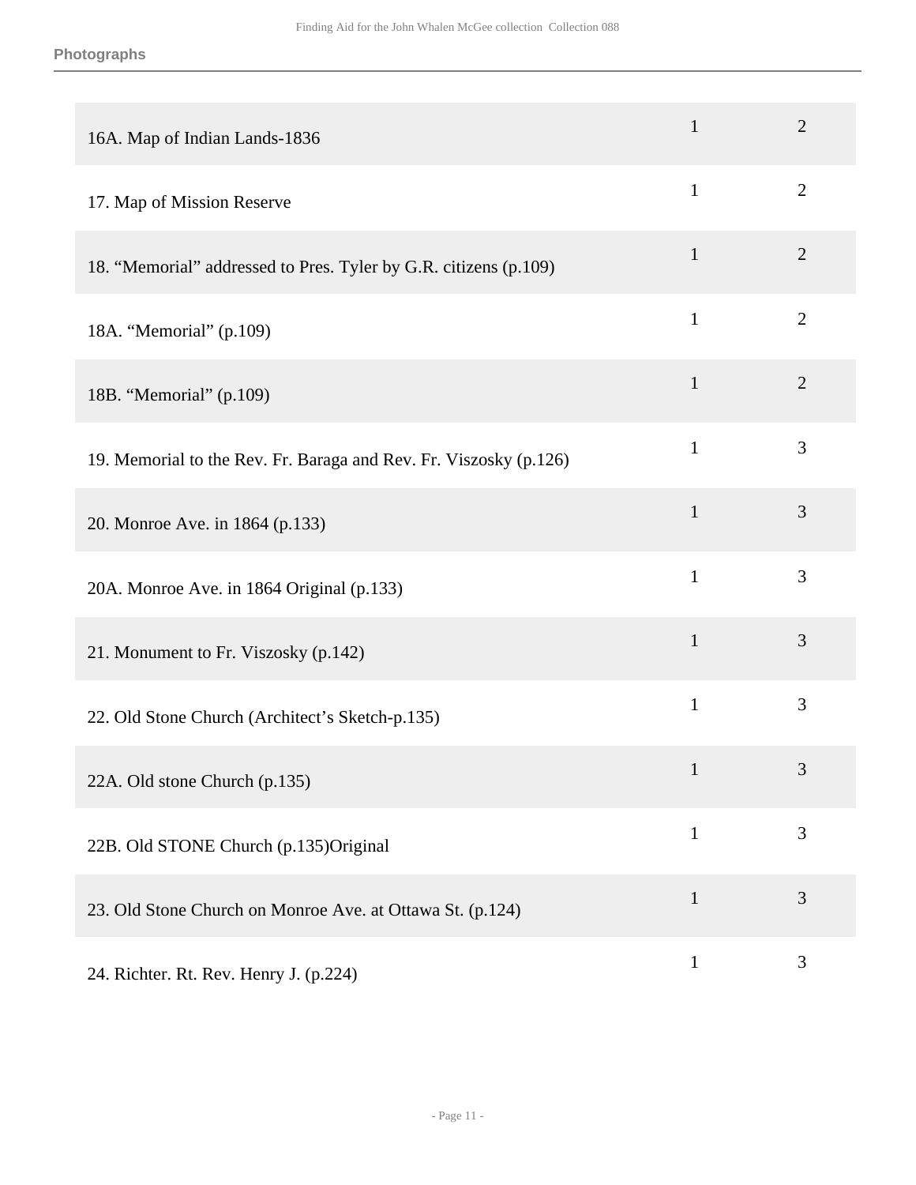**Photographs**

| | | |
|---|---|---|
| 16A. Map of Indian Lands-1836 | 1 | 2 |
| 17. Map of Mission Reserve | 1 | 2 |
| 18. “Memorial” addressed to Pres. Tyler by G.R. citizens (p.109) | 1 | 2 |
| 18A. “Memorial” (p.109) | 1 | 2 |
| 18B. “Memorial” (p.109) | 1 | 2 |
| 19. Memorial to the Rev. Fr. Baraga and Rev. Fr. Viszosky (p.126) | 1 | 3 |
| 20. Monroe Ave. in 1864 (p.133) | 1 | 3 |
| 20A. Monroe Ave. in 1864 Original (p.133) | 1 | 3 |
| 21. Monument to Fr. Viszosky (p.142) | 1 | 3 |
| 22. Old Stone Church (Architect’s Sketch-p.135) | 1 | 3 |
| 22A. Old stone Church (p.135) | 1 | 3 |
| 22B. Old STONE Church (p.135)Original | 1 | 3 |
| 23. Old Stone Church on Monroe Ave. at Ottawa St. (p.124) | 1 | 3 |
| 24. Richter. Rt. Rev. Henry J. (p.224) | 1 | 3 |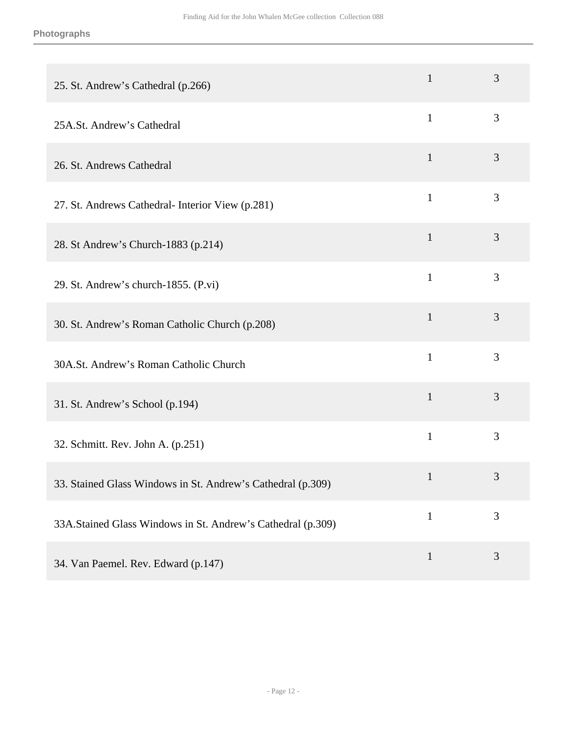## Photographs

| | | |
|---|---|---|
| 25. St. Andrew’s Cathedral (p.266) | 1 | 3 |
| 25A.St. Andrew’s Cathedral | 1 | 3 |
| 26. St. Andrews Cathedral | 1 | 3 |
| 27. St. Andrews Cathedral- Interior View (p.281) | 1 | 3 |
| 28. St Andrew’s Church-1883 (p.214) | 1 | 3 |
| 29. St. Andrew’s church-1855. (P.vi) | 1 | 3 |
| 30. St. Andrew’s Roman Catholic Church (p.208) | 1 | 3 |
| 30A.St. Andrew’s Roman Catholic Church | 1 | 3 |
| 31. St. Andrew’s School (p.194) | 1 | 3 |
| 32. Schmitt. Rev. John A. (p.251) | 1 | 3 |
| 33. Stained Glass Windows in St. Andrew’s Cathedral (p.309) | 1 | 3 |
| 33A.Stained Glass Windows in St. Andrew’s Cathedral (p.309) | 1 | 3 |
| 34. Van Paemel. Rev. Edward (p.147) | 1 | 3 |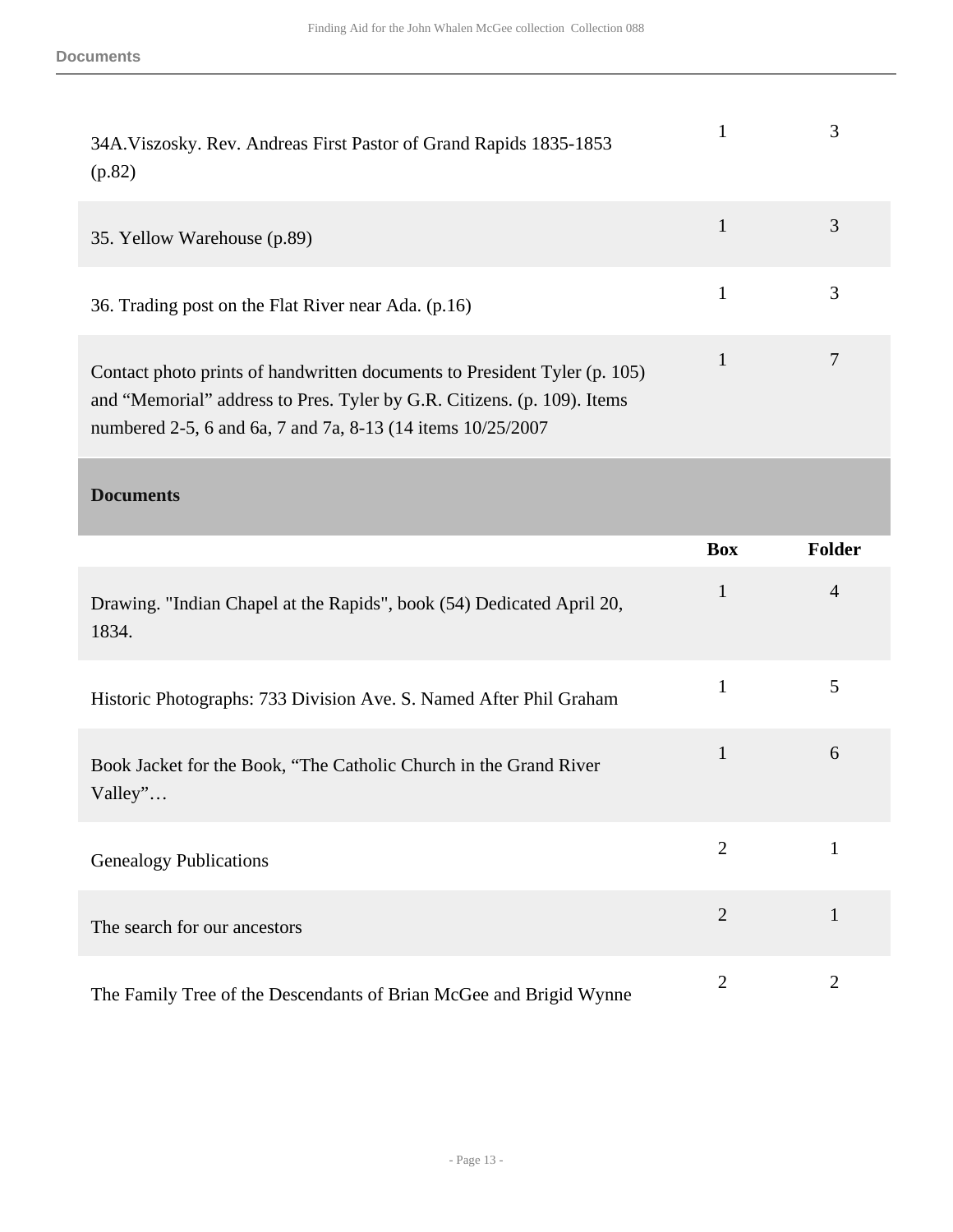| | Box | Folder |
|---|---|---|
| 34A.Viszosky. Rev. Andreas First Pastor of Grand Rapids 1835-1853 (p.82) | 1 | 3 |
| 35. Yellow Warehouse (p.89) | 1 | 3 |
| 36. Trading post on the Flat River near Ada. (p.16) | 1 | 3 |
| Contact photo prints of handwritten documents to President Tyler (p. 105) and “Memorial” address to Pres. Tyler by G.R. Citizens. (p. 109). Items numbered 2-5, 6 and 6a, 7 and 7a, 8-13 (14 items 10/25/2007 | 1 | 7 |

### Documents

| | Box | Folder |
|---|---|---|
| Drawing. "Indian Chapel at the Rapids", book (54) Dedicated April 20, 1834. | 1 | 4 |
| Historic Photographs: 733 Division Ave. S. Named After Phil Graham | 1 | 5 |
| Book Jacket for the Book, “The Catholic Church in the Grand River Valley”… | 1 | 6 |
| Genealogy Publications | 2 | 1 |
| The search for our ancestors | 2 | 1 |
| The Family Tree of the Descendants of Brian McGee and Brigid Wynne | 2 | 2 |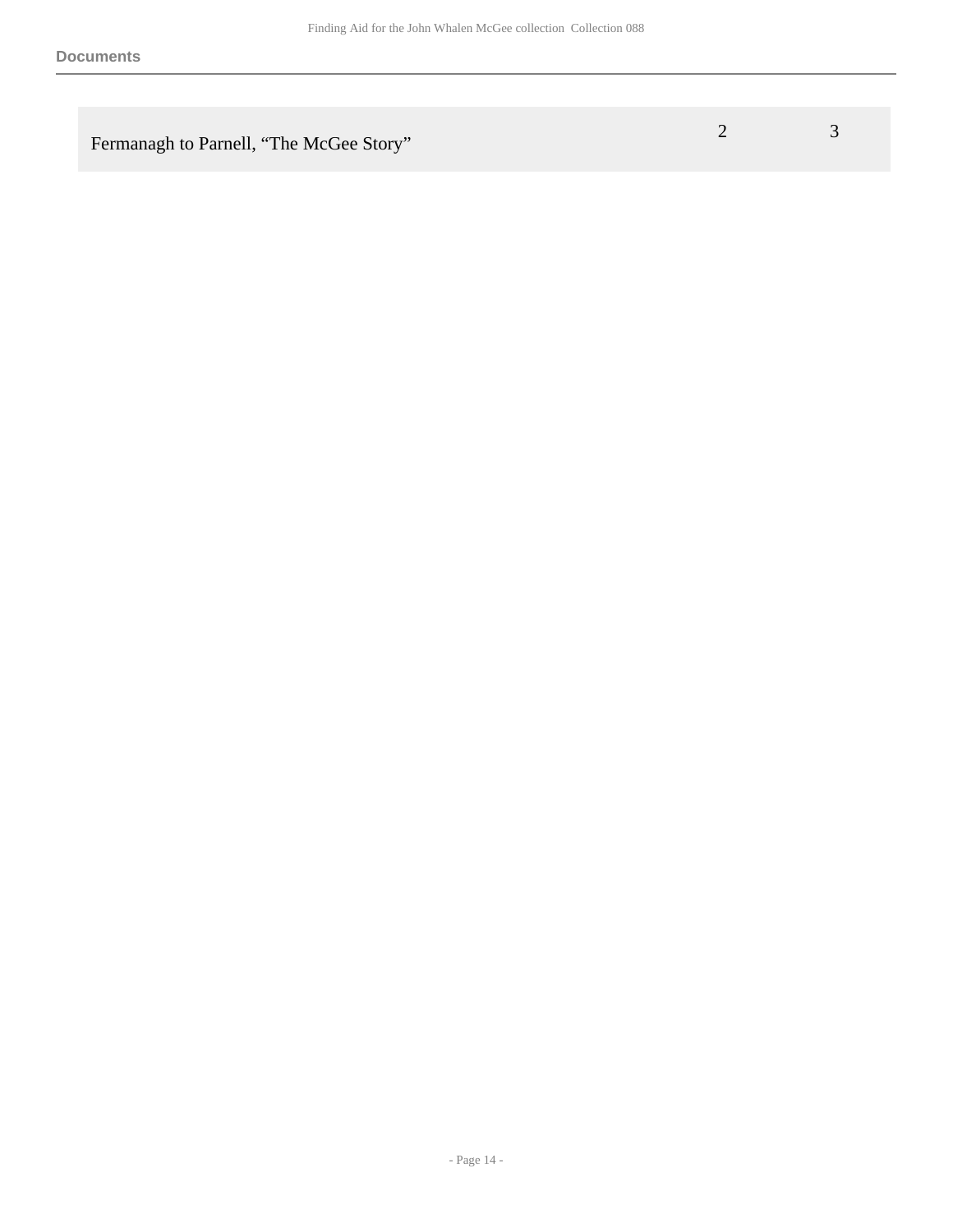## Documents

| | | |
|---|---|---|
| Fermanagh to Parnell, “The McGee Story” | 2 | 3 |